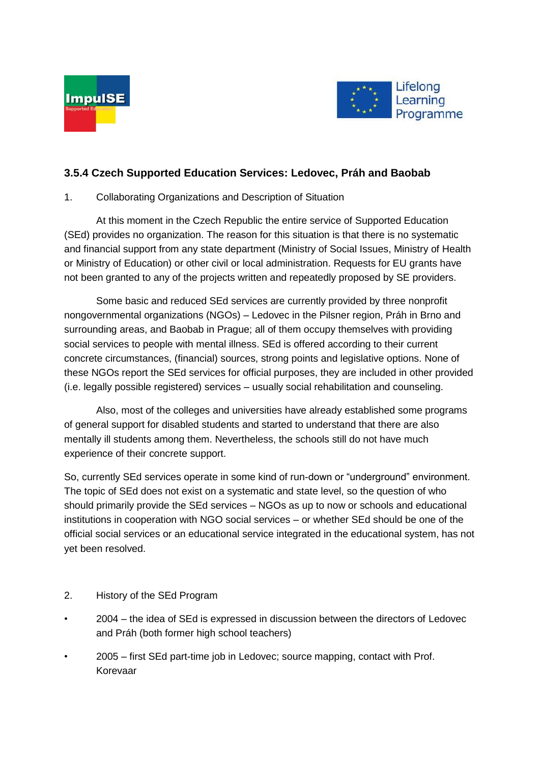### 3.5.4 Czech Supported Education Services: Ledovec, Práh and Baobab

1. Collaborating Organizations and Description of Situation

At this moment in the Czech Republic the entire service of Supported Education (SEd) provides no organization. The reason for this situation is that there is no systematic and financial support from any state department (Ministry of Social Issues, Ministry of Health or Ministry of Education) or other civil or local administration. Requests for EU grants have not been granted to any of the projects written and repeatedly proposed by SE providers.

Some basic and reduced SEd services are currently provided by three nonprofit nongovernmental organizations (NGOs) – Ledovec in the Pilsner region, Práh in Brno and surrounding areas, and Baobab in Prague; all of them occupy themselves with providing social services to people with mental illness. SEd is offered according to their current concrete circumstances, (financial) sources, strong points and legislative options. None of these NGOs report the SEd services for official purposes, they are included in other provided (i.e. legally possible registered) services – usually social rehabilitation and counseling.

Also, most of the colleges and universities have already established some programs of general support for disabled students and started to understand that there are also mentally ill students among them. Nevertheless, the schools still do not have much experience of their concrete support.

So, currently SEd services operate in some kind of run-down or "underground" environment. The topic of SEd does not exist on a systematic and state level, so the question of who should primarily provide the SEd services – NGOs as up to now or schools and educational institutions in cooperation with NGO social services – or whether SEd should be one of the official social services or an educational service integrated in the educational system, has not yet been resolved.

2. History of the SEd Program

- 2004 – the idea of SEd is expressed in discussion between the directors of Ledovec and Práh (both former high school teachers)
- 2005 – first SEd part-time job in Ledovec; source mapping, contact with Prof. Korevaar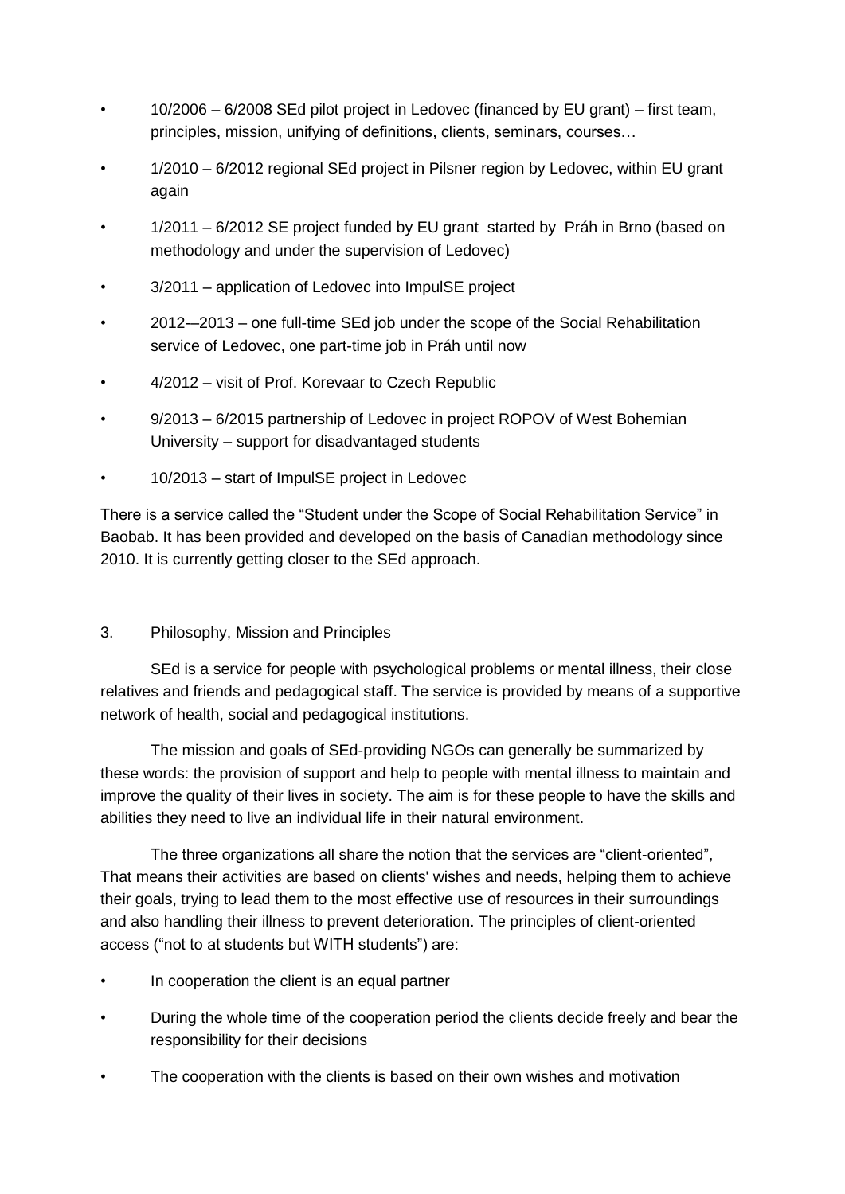- 10/2006 – 6/2008 SEd pilot project in Ledovec (financed by EU grant) – first team, principles, mission, unifying of definitions, clients, seminars, courses…
- 1/2010 – 6/2012 regional SEd project in Pilsner region by Ledovec, within EU grant again
- 1/2011 – 6/2012 SE project funded by EU grant started by Práh in Brno (based on methodology and under the supervision of Ledovec)
- 3/2011 – application of Ledovec into ImpulSE project
- 2012-–2013 – one full-time SEd job under the scope of the Social Rehabilitation service of Ledovec, one part-time job in Práh until now
- 4/2012 – visit of Prof. Korevaar to Czech Republic
- 9/2013 – 6/2015 partnership of Ledovec in project ROPOV of West Bohemian University – support for disadvantaged students
- 10/2013 – start of ImpulSE project in Ledovec

There is a service called the "Student under the Scope of Social Rehabilitation Service" in Baobab. It has been provided and developed on the basis of Canadian methodology since 2010. It is currently getting closer to the SEd approach.

## 3. Philosophy, Mission and Principles

SEd is a service for people with psychological problems or mental illness, their close relatives and friends and pedagogical staff. The service is provided by means of a supportive network of health, social and pedagogical institutions.

The mission and goals of SEd-providing NGOs can generally be summarized by these words: the provision of support and help to people with mental illness to maintain and improve the quality of their lives in society. The aim is for these people to have the skills and abilities they need to live an individual life in their natural environment.

The three organizations all share the notion that the services are "client-oriented", That means their activities are based on clients' wishes and needs, helping them to achieve their goals, trying to lead them to the most effective use of resources in their surroundings and also handling their illness to prevent deterioration. The principles of client-oriented access ("not to at students but WITH students") are:

- In cooperation the client is an equal partner
- During the whole time of the cooperation period the clients decide freely and bear the responsibility for their decisions
- The cooperation with the clients is based on their own wishes and motivation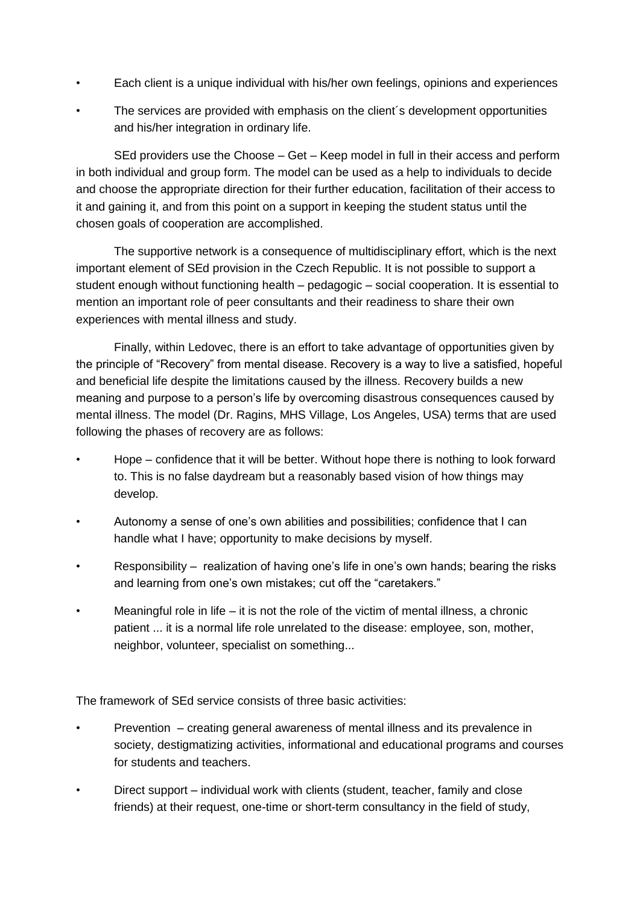- Each client is a unique individual with his/her own feelings, opinions and experiences
- The services are provided with emphasis on the client´s development opportunities and his/her integration in ordinary life.

SEd providers use the Choose – Get – Keep model in full in their access and perform in both individual and group form. The model can be used as a help to individuals to decide and choose the appropriate direction for their further education, facilitation of their access to it and gaining it, and from this point on a support in keeping the student status until the chosen goals of cooperation are accomplished.

The supportive network is a consequence of multidisciplinary effort, which is the next important element of SEd provision in the Czech Republic. It is not possible to support a student enough without functioning health – pedagogic – social cooperation. It is essential to mention an important role of peer consultants and their readiness to share their own experiences with mental illness and study.

Finally, within Ledovec, there is an effort to take advantage of opportunities given by the principle of "Recovery" from mental disease. Recovery is a way to live a satisfied, hopeful and beneficial life despite the limitations caused by the illness. Recovery builds a new meaning and purpose to a person's life by overcoming disastrous consequences caused by mental illness. The model (Dr. Ragins, MHS Village, Los Angeles, USA) terms that are used following the phases of recovery are as follows:

- Hope – confidence that it will be better. Without hope there is nothing to look forward to. This is no false daydream but a reasonably based vision of how things may develop.
- Autonomy a sense of one's own abilities and possibilities; confidence that I can handle what I have; opportunity to make decisions by myself.
- Responsibility – realization of having one's life in one's own hands; bearing the risks and learning from one's own mistakes; cut off the "caretakers."
- Meaningful role in life – it is not the role of the victim of mental illness, a chronic patient ... it is a normal life role unrelated to the disease: employee, son, mother, neighbor, volunteer, specialist on something...

The framework of SEd service consists of three basic activities:

- Prevention – creating general awareness of mental illness and its prevalence in society, destigmatizing activities, informational and educational programs and courses for students and teachers.
- Direct support – individual work with clients (student, teacher, family and close friends) at their request, one-time or short-term consultancy in the field of study,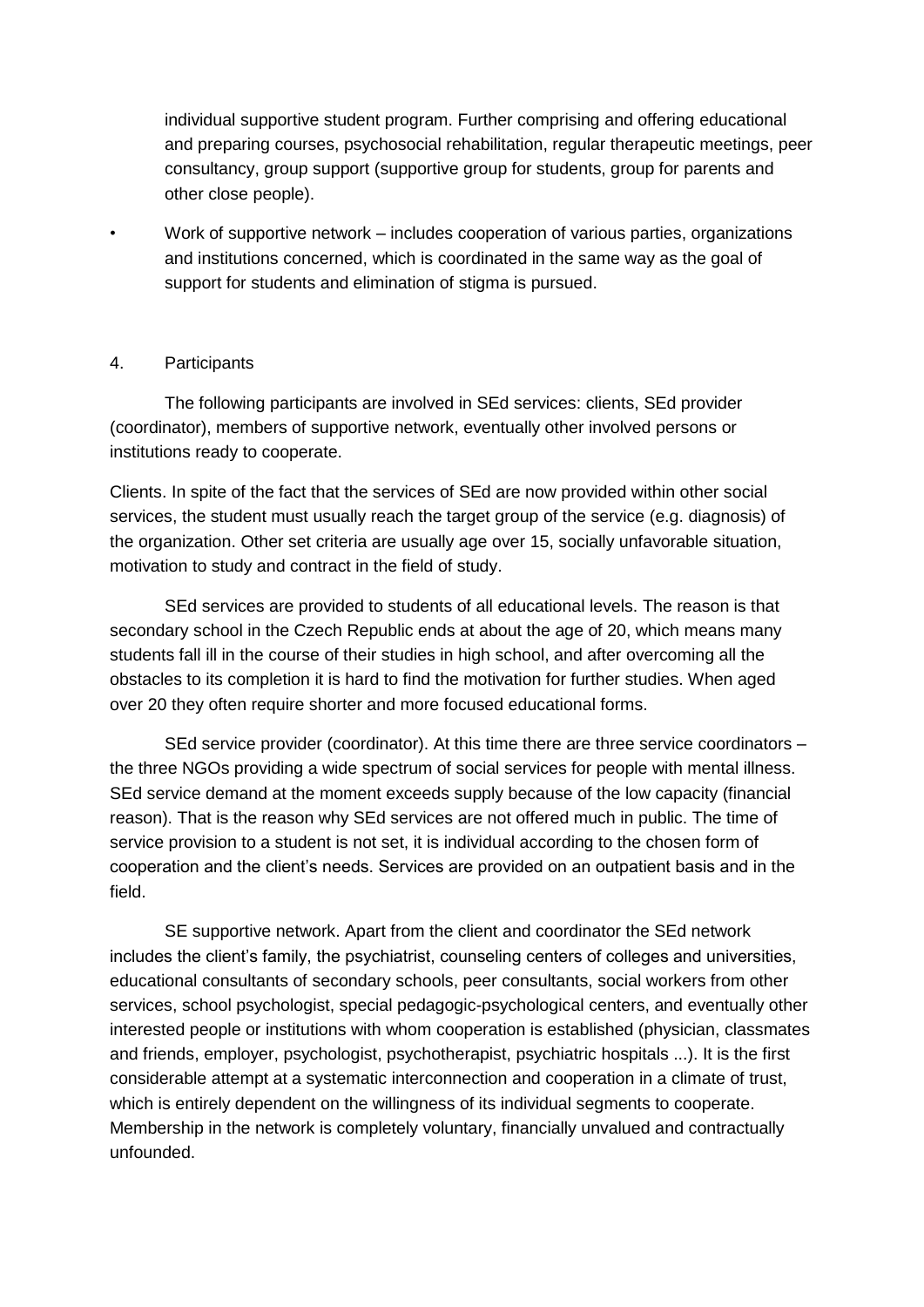individual supportive student program. Further comprising and offering educational and preparing courses, psychosocial rehabilitation, regular therapeutic meetings, peer consultancy, group support (supportive group for students, group for parents and other close people).

- Work of supportive network – includes cooperation of various parties, organizations and institutions concerned, which is coordinated in the same way as the goal of support for students and elimination of stigma is pursued.

## 4. Participants

The following participants are involved in SEd services: clients, SEd provider (coordinator), members of supportive network, eventually other involved persons or institutions ready to cooperate.

Clients. In spite of the fact that the services of SEd are now provided within other social services, the student must usually reach the target group of the service (e.g. diagnosis) of the organization. Other set criteria are usually age over 15, socially unfavorable situation, motivation to study and contract in the field of study.

SEd services are provided to students of all educational levels. The reason is that secondary school in the Czech Republic ends at about the age of 20, which means many students fall ill in the course of their studies in high school, and after overcoming all the obstacles to its completion it is hard to find the motivation for further studies. When aged over 20 they often require shorter and more focused educational forms.

SEd service provider (coordinator). At this time there are three service coordinators – the three NGOs providing a wide spectrum of social services for people with mental illness. SEd service demand at the moment exceeds supply because of the low capacity (financial reason). That is the reason why SEd services are not offered much in public. The time of service provision to a student is not set, it is individual according to the chosen form of cooperation and the client's needs. Services are provided on an outpatient basis and in the field.

SE supportive network. Apart from the client and coordinator the SEd network includes the client's family, the psychiatrist, counseling centers of colleges and universities, educational consultants of secondary schools, peer consultants, social workers from other services, school psychologist, special pedagogic-psychological centers, and eventually other interested people or institutions with whom cooperation is established (physician, classmates and friends, employer, psychologist, psychotherapist, psychiatric hospitals ...). It is the first considerable attempt at a systematic interconnection and cooperation in a climate of trust, which is entirely dependent on the willingness of its individual segments to cooperate. Membership in the network is completely voluntary, financially unvalued and contractually unfounded.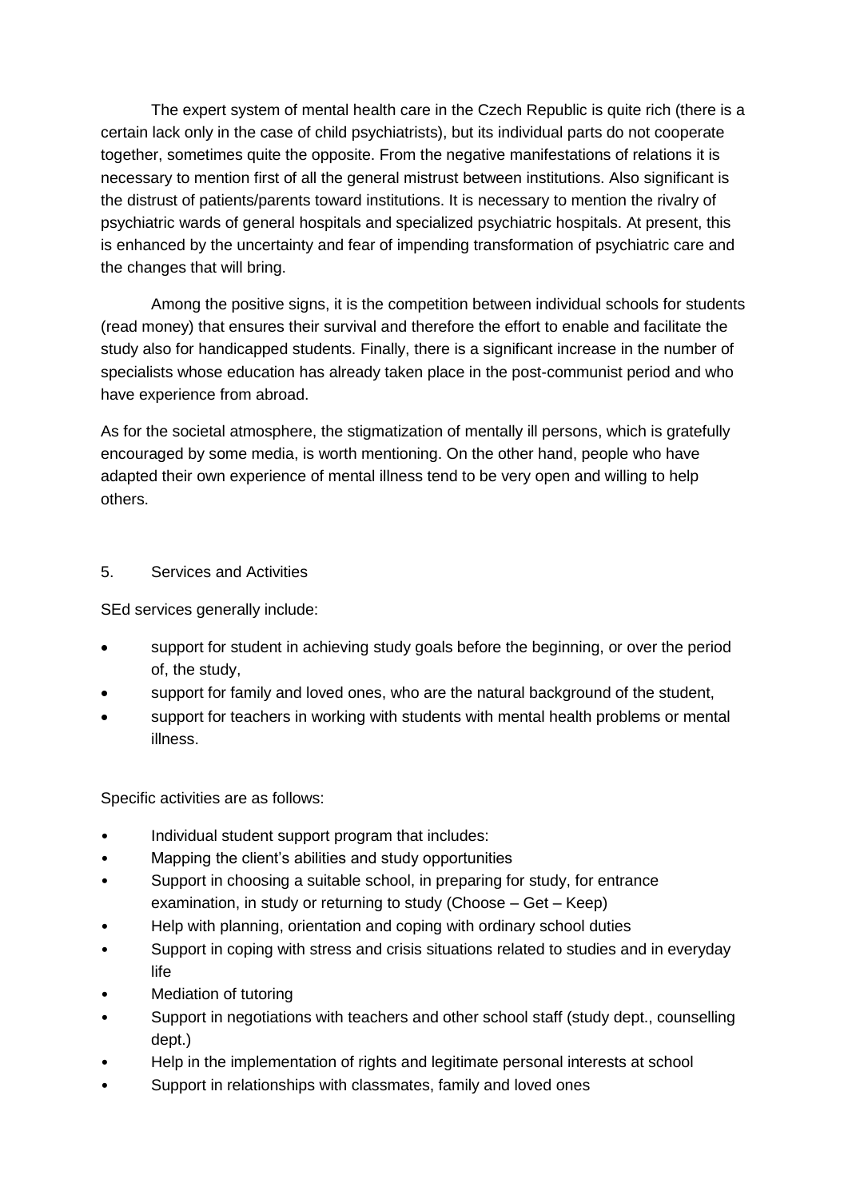The expert system of mental health care in the Czech Republic is quite rich (there is a certain lack only in the case of child psychiatrists), but its individual parts do not cooperate together, sometimes quite the opposite. From the negative manifestations of relations it is necessary to mention first of all the general mistrust between institutions. Also significant is the distrust of patients/parents toward institutions. It is necessary to mention the rivalry of psychiatric wards of general hospitals and specialized psychiatric hospitals. At present, this is enhanced by the uncertainty and fear of impending transformation of psychiatric care and the changes that will bring.

Among the positive signs, it is the competition between individual schools for students (read money) that ensures their survival and therefore the effort to enable and facilitate the study also for handicapped students. Finally, there is a significant increase in the number of specialists whose education has already taken place in the post-communist period and who have experience from abroad.

As for the societal atmosphere, the stigmatization of mentally ill persons, which is gratefully encouraged by some media, is worth mentioning. On the other hand, people who have adapted their own experience of mental illness tend to be very open and willing to help others.

## 5. Services and Activities

SEd services generally include:

- support for student in achieving study goals before the beginning, or over the period of, the study,
- support for family and loved ones, who are the natural background of the student,
- support for teachers in working with students with mental health problems or mental illness.

Specific activities are as follows:

- Individual student support program that includes:
- Mapping the client's abilities and study opportunities
- Support in choosing a suitable school, in preparing for study, for entrance examination, in study or returning to study (Choose – Get – Keep)
- Help with planning, orientation and coping with ordinary school duties
- Support in coping with stress and crisis situations related to studies and in everyday life
- Mediation of tutoring
- Support in negotiations with teachers and other school staff (study dept., counselling dept.)
- Help in the implementation of rights and legitimate personal interests at school
- Support in relationships with classmates, family and loved ones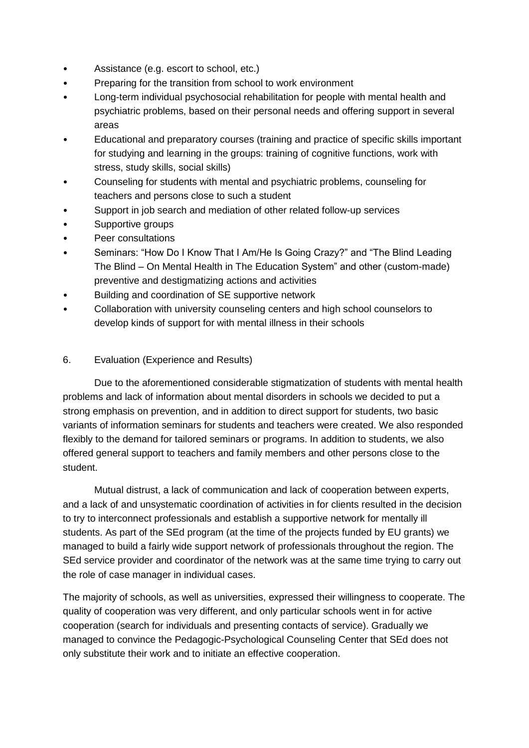- Assistance (e.g. escort to school, etc.)
- Preparing for the transition from school to work environment
- Long-term individual psychosocial rehabilitation for people with mental health and psychiatric problems, based on their personal needs and offering support in several areas
- Educational and preparatory courses (training and practice of specific skills important for studying and learning in the groups: training of cognitive functions, work with stress, study skills, social skills)
- Counseling for students with mental and psychiatric problems, counseling for teachers and persons close to such a student
- Support in job search and mediation of other related follow-up services
- Supportive groups
- Peer consultations
- Seminars: "How Do I Know That I Am/He Is Going Crazy?" and "The Blind Leading The Blind – On Mental Health in The Education System" and other (custom-made) preventive and destigmatizing actions and activities
- Building and coordination of SE supportive network
- Collaboration with university counseling centers and high school counselors to develop kinds of support for with mental illness in their schools

## 6. Evaluation (Experience and Results)

Due to the aforementioned considerable stigmatization of students with mental health problems and lack of information about mental disorders in schools we decided to put a strong emphasis on prevention, and in addition to direct support for students, two basic variants of information seminars for students and teachers were created. We also responded flexibly to the demand for tailored seminars or programs. In addition to students, we also offered general support to teachers and family members and other persons close to the student.

Mutual distrust, a lack of communication and lack of cooperation between experts, and a lack of and unsystematic coordination of activities in for clients resulted in the decision to try to interconnect professionals and establish a supportive network for mentally ill students. As part of the SEd program (at the time of the projects funded by EU grants) we managed to build a fairly wide support network of professionals throughout the region. The SEd service provider and coordinator of the network was at the same time trying to carry out the role of case manager in individual cases.

The majority of schools, as well as universities, expressed their willingness to cooperate. The quality of cooperation was very different, and only particular schools went in for active cooperation (search for individuals and presenting contacts of service). Gradually we managed to convince the Pedagogic-Psychological Counseling Center that SEd does not only substitute their work and to initiate an effective cooperation.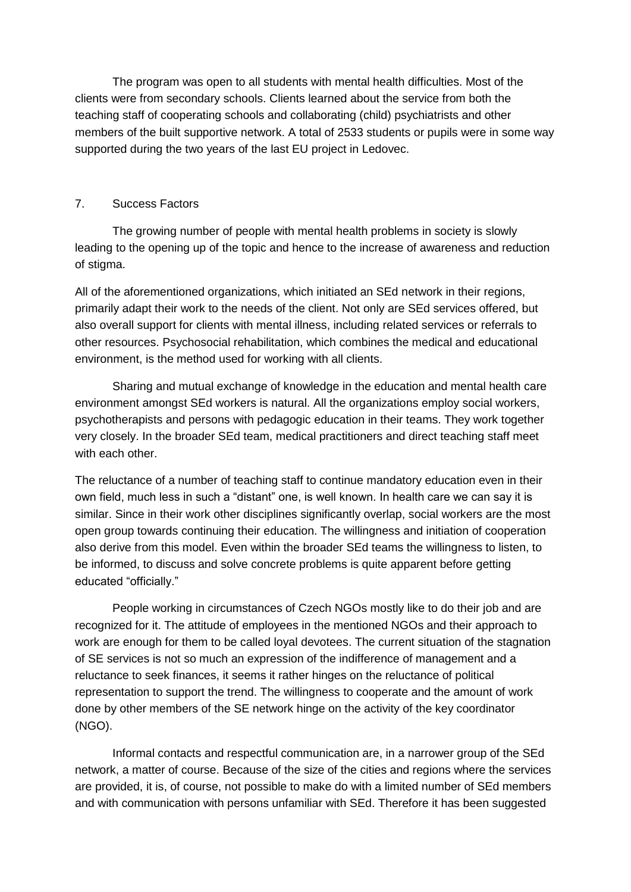The program was open to all students with mental health difficulties. Most of the clients were from secondary schools. Clients learned about the service from both the teaching staff of cooperating schools and collaborating (child) psychiatrists and other members of the built supportive network. A total of 2533 students or pupils were in some way supported during the two years of the last EU project in Ledovec.

## 7. Success Factors

The growing number of people with mental health problems in society is slowly leading to the opening up of the topic and hence to the increase of awareness and reduction of stigma.

All of the aforementioned organizations, which initiated an SEd network in their regions, primarily adapt their work to the needs of the client. Not only are SEd services offered, but also overall support for clients with mental illness, including related services or referrals to other resources. Psychosocial rehabilitation, which combines the medical and educational environment, is the method used for working with all clients.

Sharing and mutual exchange of knowledge in the education and mental health care environment amongst SEd workers is natural. All the organizations employ social workers, psychotherapists and persons with pedagogic education in their teams. They work together very closely. In the broader SEd team, medical practitioners and direct teaching staff meet with each other.

The reluctance of a number of teaching staff to continue mandatory education even in their own field, much less in such a "distant" one, is well known. In health care we can say it is similar. Since in their work other disciplines significantly overlap, social workers are the most open group towards continuing their education. The willingness and initiation of cooperation also derive from this model. Even within the broader SEd teams the willingness to listen, to be informed, to discuss and solve concrete problems is quite apparent before getting educated "officially."

People working in circumstances of Czech NGOs mostly like to do their job and are recognized for it. The attitude of employees in the mentioned NGOs and their approach to work are enough for them to be called loyal devotees. The current situation of the stagnation of SE services is not so much an expression of the indifference of management and a reluctance to seek finances, it seems it rather hinges on the reluctance of political representation to support the trend. The willingness to cooperate and the amount of work done by other members of the SE network hinge on the activity of the key coordinator (NGO).

Informal contacts and respectful communication are, in a narrower group of the SEd network, a matter of course. Because of the size of the cities and regions where the services are provided, it is, of course, not possible to make do with a limited number of SEd members and with communication with persons unfamiliar with SEd. Therefore it has been suggested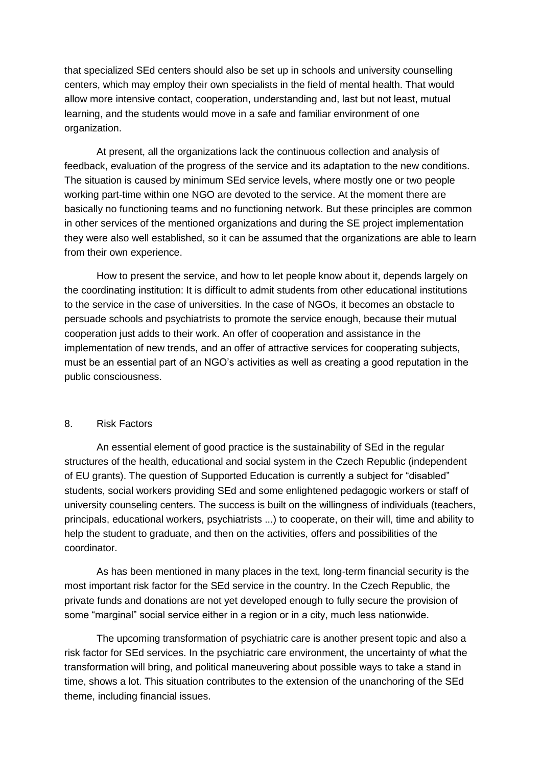that specialized SEd centers should also be set up in schools and university counselling centers, which may employ their own specialists in the field of mental health. That would allow more intensive contact, cooperation, understanding and, last but not least, mutual learning, and the students would move in a safe and familiar environment of one organization.

At present, all the organizations lack the continuous collection and analysis of feedback, evaluation of the progress of the service and its adaptation to the new conditions. The situation is caused by minimum SEd service levels, where mostly one or two people working part-time within one NGO are devoted to the service. At the moment there are basically no functioning teams and no functioning network. But these principles are common in other services of the mentioned organizations and during the SE project implementation they were also well established, so it can be assumed that the organizations are able to learn from their own experience.

How to present the service, and how to let people know about it, depends largely on the coordinating institution: It is difficult to admit students from other educational institutions to the service in the case of universities. In the case of NGOs, it becomes an obstacle to persuade schools and psychiatrists to promote the service enough, because their mutual cooperation just adds to their work. An offer of cooperation and assistance in the implementation of new trends, and an offer of attractive services for cooperating subjects, must be an essential part of an NGO's activities as well as creating a good reputation in the public consciousness.

## 8. Risk Factors

An essential element of good practice is the sustainability of SEd in the regular structures of the health, educational and social system in the Czech Republic (independent of EU grants). The question of Supported Education is currently a subject for "disabled" students, social workers providing SEd and some enlightened pedagogic workers or staff of university counseling centers. The success is built on the willingness of individuals (teachers, principals, educational workers, psychiatrists ...) to cooperate, on their will, time and ability to help the student to graduate, and then on the activities, offers and possibilities of the coordinator.

As has been mentioned in many places in the text, long-term financial security is the most important risk factor for the SEd service in the country. In the Czech Republic, the private funds and donations are not yet developed enough to fully secure the provision of some "marginal" social service either in a region or in a city, much less nationwide.

The upcoming transformation of psychiatric care is another present topic and also a risk factor for SEd services. In the psychiatric care environment, the uncertainty of what the transformation will bring, and political maneuvering about possible ways to take a stand in time, shows a lot. This situation contributes to the extension of the unanchoring of the SEd theme, including financial issues.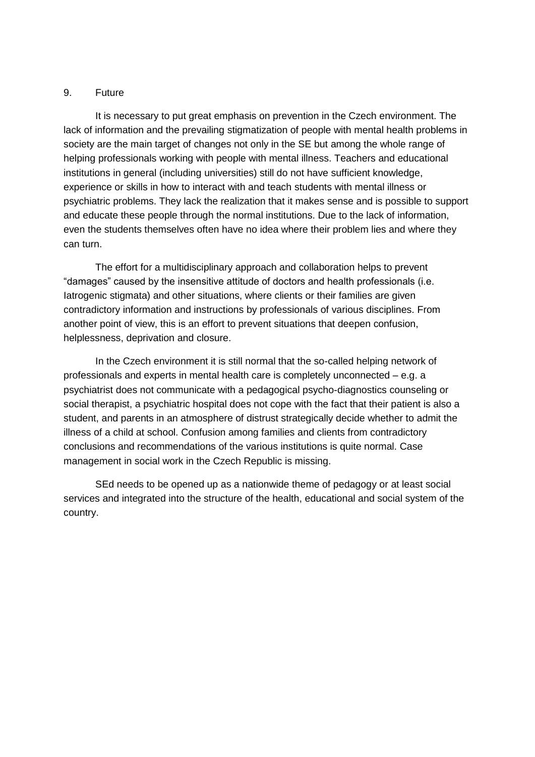## 9. Future

It is necessary to put great emphasis on prevention in the Czech environment. The lack of information and the prevailing stigmatization of people with mental health problems in society are the main target of changes not only in the SE but among the whole range of helping professionals working with people with mental illness. Teachers and educational institutions in general (including universities) still do not have sufficient knowledge, experience or skills in how to interact with and teach students with mental illness or psychiatric problems. They lack the realization that it makes sense and is possible to support and educate these people through the normal institutions. Due to the lack of information, even the students themselves often have no idea where their problem lies and where they can turn.

The effort for a multidisciplinary approach and collaboration helps to prevent "damages" caused by the insensitive attitude of doctors and health professionals (i.e. Iatrogenic stigmata) and other situations, where clients or their families are given contradictory information and instructions by professionals of various disciplines. From another point of view, this is an effort to prevent situations that deepen confusion, helplessness, deprivation and closure.

In the Czech environment it is still normal that the so-called helping network of professionals and experts in mental health care is completely unconnected – e.g. a psychiatrist does not communicate with a pedagogical psycho-diagnostics counseling or social therapist, a psychiatric hospital does not cope with the fact that their patient is also a student, and parents in an atmosphere of distrust strategically decide whether to admit the illness of a child at school. Confusion among families and clients from contradictory conclusions and recommendations of the various institutions is quite normal. Case management in social work in the Czech Republic is missing.

SEd needs to be opened up as a nationwide theme of pedagogy or at least social services and integrated into the structure of the health, educational and social system of the country.